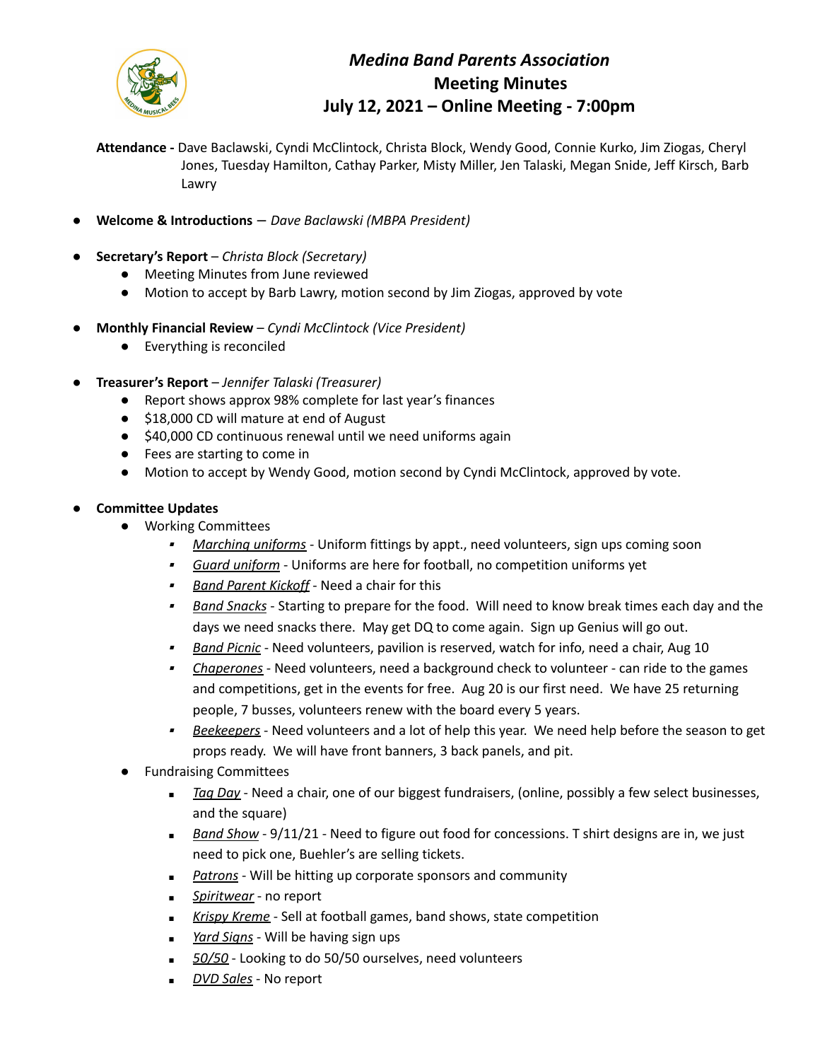# *Medina Band Parents Association*
## Meeting Minutes
## July 12, 2021 – Online Meeting - 7:00pm

**Attendance -** Dave Baclawski, Cyndi McClintock, Christa Block, Wendy Good, Connie Kurko, Jim Ziogas, Cheryl Jones, Tuesday Hamilton, Cathay Parker, Misty Miller, Jen Talaski, Megan Snide, Jeff Kirsch, Barb Lawry

- **Welcome & Introductions** — *Dave Baclawski (MBPA President)*
- **Secretary's Report** – *Christa Block (Secretary)*
  - Meeting Minutes from June reviewed
  - Motion to accept by Barb Lawry, motion second by Jim Ziogas, approved by vote
- **Monthly Financial Review** – *Cyndi McClintock (Vice President)*
  - Everything is reconciled
- **Treasurer's Report** – *Jennifer Talaski (Treasurer)*
  - Report shows approx 98% complete for last year's finances
  - $18,000 CD will mature at end of August
  - $40,000 CD continuous renewal until we need uniforms again
  - Fees are starting to come in
  - Motion to accept by Wendy Good, motion second by Cyndi McClintock, approved by vote.
- **Committee Updates**
  - Working Committees
    - *Marching uniforms* - Uniform fittings by appt., need volunteers, sign ups coming soon
    - *Guard uniform* - Uniforms are here for football, no competition uniforms yet
    - *Band Parent Kickoff* - Need a chair for this
    - *Band Snacks* - Starting to prepare for the food. Will need to know break times each day and the days we need snacks there. May get DQ to come again. Sign up Genius will go out.
    - *Band Picnic* - Need volunteers, pavilion is reserved, watch for info, need a chair, Aug 10
    - *Chaperones* - Need volunteers, need a background check to volunteer - can ride to the games and competitions, get in the events for free. Aug 20 is our first need. We have 25 returning people, 7 busses, volunteers renew with the board every 5 years.
    - *Beekeepers* - Need volunteers and a lot of help this year. We need help before the season to get props ready. We will have front banners, 3 back panels, and pit.
  - Fundraising Committees
    - *Tag Day* - Need a chair, one of our biggest fundraisers, (online, possibly a few select businesses, and the square)
    - *Band Show* - 9/11/21 - Need to figure out food for concessions. T shirt designs are in, we just need to pick one, Buehler's are selling tickets.
    - *Patrons* - Will be hitting up corporate sponsors and community
    - *Spiritwear* - no report
    - *Krispy Kreme* - Sell at football games, band shows, state competition
    - *Yard Signs* - Will be having sign ups
    - *50/50* - Looking to do 50/50 ourselves, need volunteers
    - *DVD Sales* - No report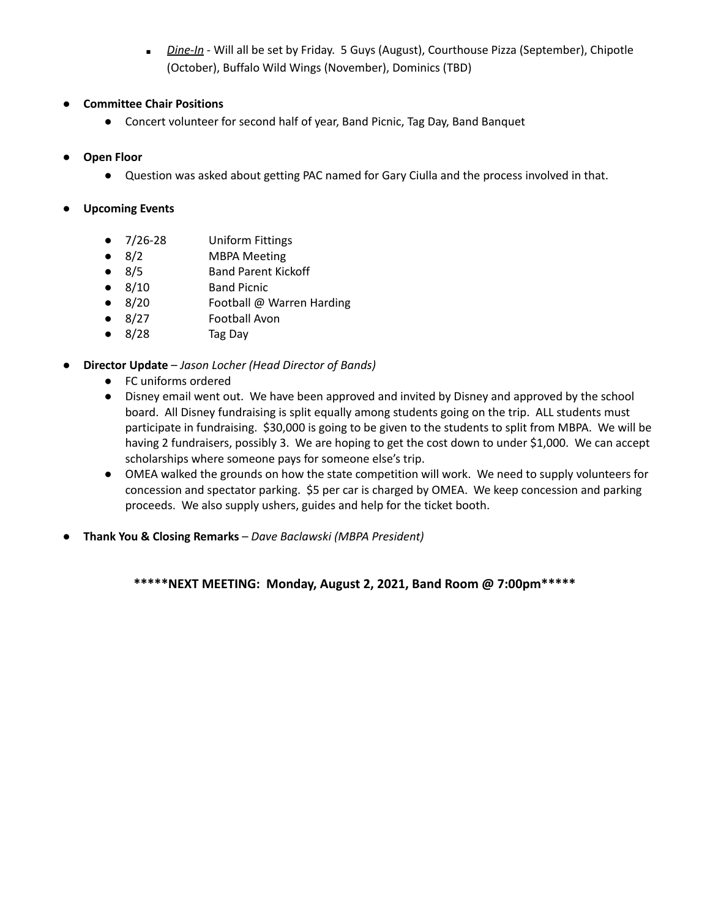- *Dine-In* - Will all be set by Friday.  5 Guys (August), Courthouse Pizza (September), Chipotle (October), Buffalo Wild Wings (November), Dominics (TBD)

- **Committee Chair Positions**
  - Concert volunteer for second half of year, Band Picnic, Tag Day, Band Banquet

- **Open Floor**
  - Question was asked about getting PAC named for Gary Ciulla and the process involved in that.

- **Upcoming Events**
  - 7/26-28 Uniform Fittings
  - 8/2 MBPA Meeting
  - 8/5 Band Parent Kickoff
  - 8/10 Band Picnic
  - 8/20 Football @ Warren Harding
  - 8/27 Football Avon
  - 8/28 Tag Day

- **Director Update** – *Jason Locher (Head Director of Bands)*
  - FC uniforms ordered
  - Disney email went out.  We have been approved and invited by Disney and approved by the school board.  All Disney fundraising is split equally among students going on the trip.  ALL students must participate in fundraising.  $30,000 is going to be given to the students to split from MBPA.  We will be having 2 fundraisers, possibly 3.  We are hoping to get the cost down to under $1,000.  We can accept scholarships where someone pays for someone else's trip.
  - OMEA walked the grounds on how the state competition will work.  We need to supply volunteers for concession and spectator parking.  $5 per car is charged by OMEA.  We keep concession and parking proceeds.  We also supply ushers, guides and help for the ticket booth.

- **Thank You & Closing Remarks** – *Dave Baclawski (MBPA President)*

**\*\*\*\*\*NEXT MEETING:  Monday, August 2, 2021, Band Room @ 7:00pm\*\*\*\*\***